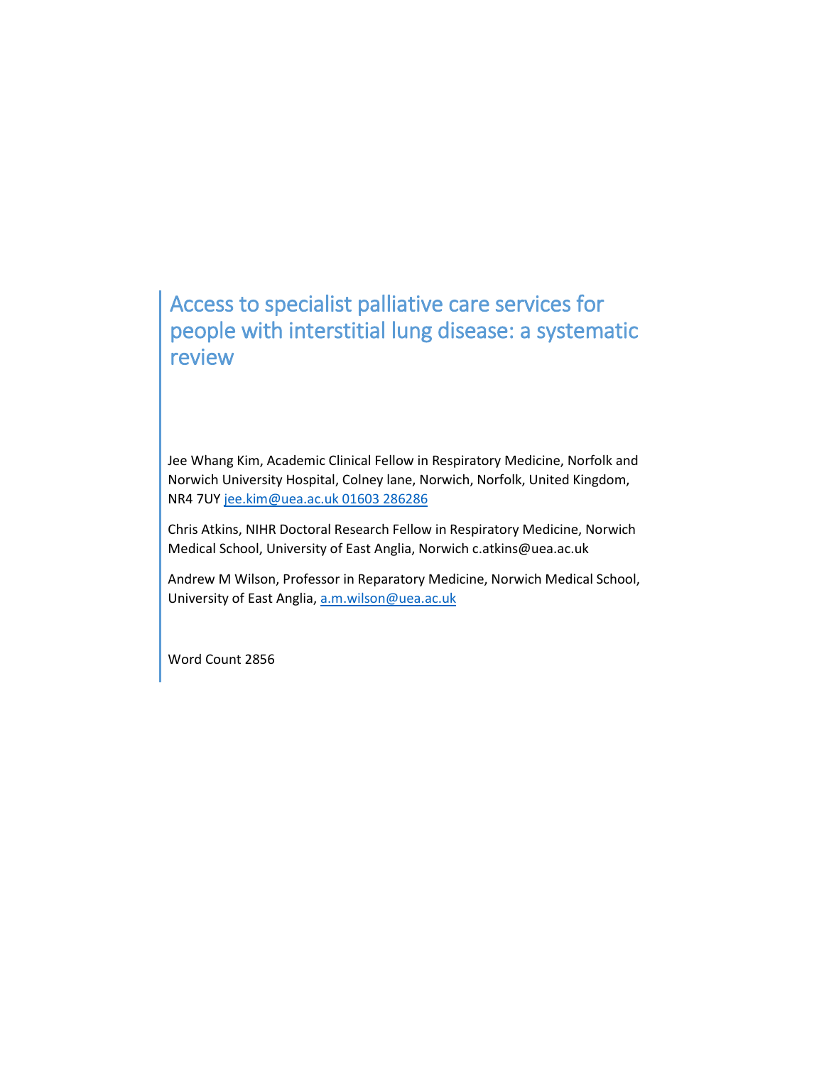# Access to specialist palliative care services for people with interstitial lung disease: a systematic review

Jee Whang Kim, Academic Clinical Fellow in Respiratory Medicine, Norfolk and Norwich University Hospital, Colney lane, Norwich, Norfolk, United Kingdom, NR4 7UY jee.kim@uea.ac.uk 01603 286286

Chris Atkins, NIHR Doctoral Research Fellow in Respiratory Medicine, Norwich Medical School, University of East Anglia, Norwich c.atkins@uea.ac.uk

Andrew M Wilson, Professor in Reparatory Medicine, Norwich Medical School, University of East Anglia, a.m.wilson@uea.ac.uk

Word Count 2856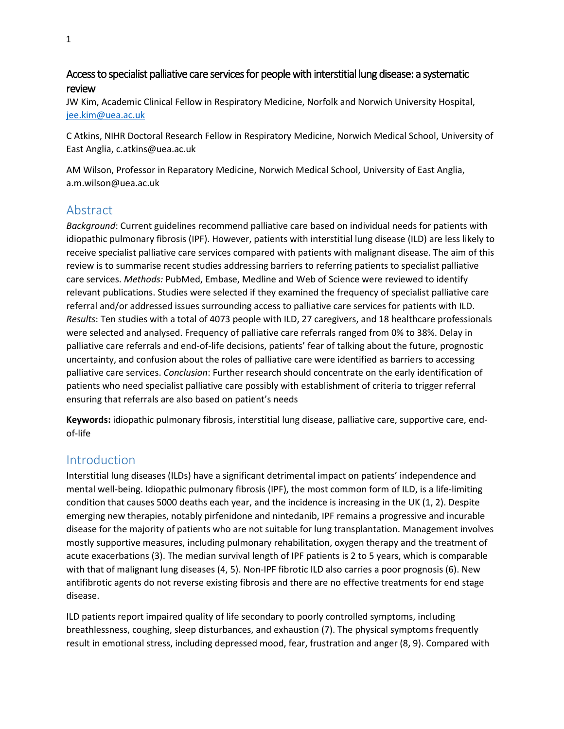# Access to specialist palliative care services for people with interstitial lung disease: a systematic review

JW Kim, Academic Clinical Fellow in Respiratory Medicine, Norfolk and Norwich University Hospital, jee.kim@uea.ac.uk

C Atkins, NIHR Doctoral Research Fellow in Respiratory Medicine, Norwich Medical School, University of East Anglia, c.atkins@uea.ac.uk

AM Wilson, Professor in Reparatory Medicine, Norwich Medical School, University of East Anglia, a.m.wilson@uea.ac.uk

## Abstract

*Background*: Current guidelines recommend palliative care based on individual needs for patients with idiopathic pulmonary fibrosis (IPF). However, patients with interstitial lung disease (ILD) are less likely to receive specialist palliative care services compared with patients with malignant disease. The aim of this review is to summarise recent studies addressing barriers to referring patients to specialist palliative care services. *Methods:* PubMed, Embase, Medline and Web of Science were reviewed to identify relevant publications. Studies were selected if they examined the frequency of specialist palliative care referral and/or addressed issues surrounding access to palliative care services for patients with ILD. *Results*: Ten studies with a total of 4073 people with ILD, 27 caregivers, and 18 healthcare professionals were selected and analysed. Frequency of palliative care referrals ranged from 0% to 38%. Delay in palliative care referrals and end-of-life decisions, patients' fear of talking about the future, prognostic uncertainty, and confusion about the roles of palliative care were identified as barriers to accessing palliative care services. *Conclusion*: Further research should concentrate on the early identification of patients who need specialist palliative care possibly with establishment of criteria to trigger referral ensuring that referrals are also based on patient's needs

**Keywords:** idiopathic pulmonary fibrosis, interstitial lung disease, palliative care, supportive care, end-of-life

## Introduction

Interstitial lung diseases (ILDs) have a significant detrimental impact on patients' independence and mental well-being. Idiopathic pulmonary fibrosis (IPF), the most common form of ILD, is a life-limiting condition that causes 5000 deaths each year, and the incidence is increasing in the UK (1, 2). Despite emerging new therapies, notably pirfenidone and nintedanib, IPF remains a progressive and incurable disease for the majority of patients who are not suitable for lung transplantation. Management involves mostly supportive measures, including pulmonary rehabilitation, oxygen therapy and the treatment of acute exacerbations (3). The median survival length of IPF patients is 2 to 5 years, which is comparable with that of malignant lung diseases (4, 5). Non-IPF fibrotic ILD also carries a poor prognosis (6). New antifibrotic agents do not reverse existing fibrosis and there are no effective treatments for end stage disease.

ILD patients report impaired quality of life secondary to poorly controlled symptoms, including breathlessness, coughing, sleep disturbances, and exhaustion (7). The physical symptoms frequently result in emotional stress, including depressed mood, fear, frustration and anger (8, 9). Compared with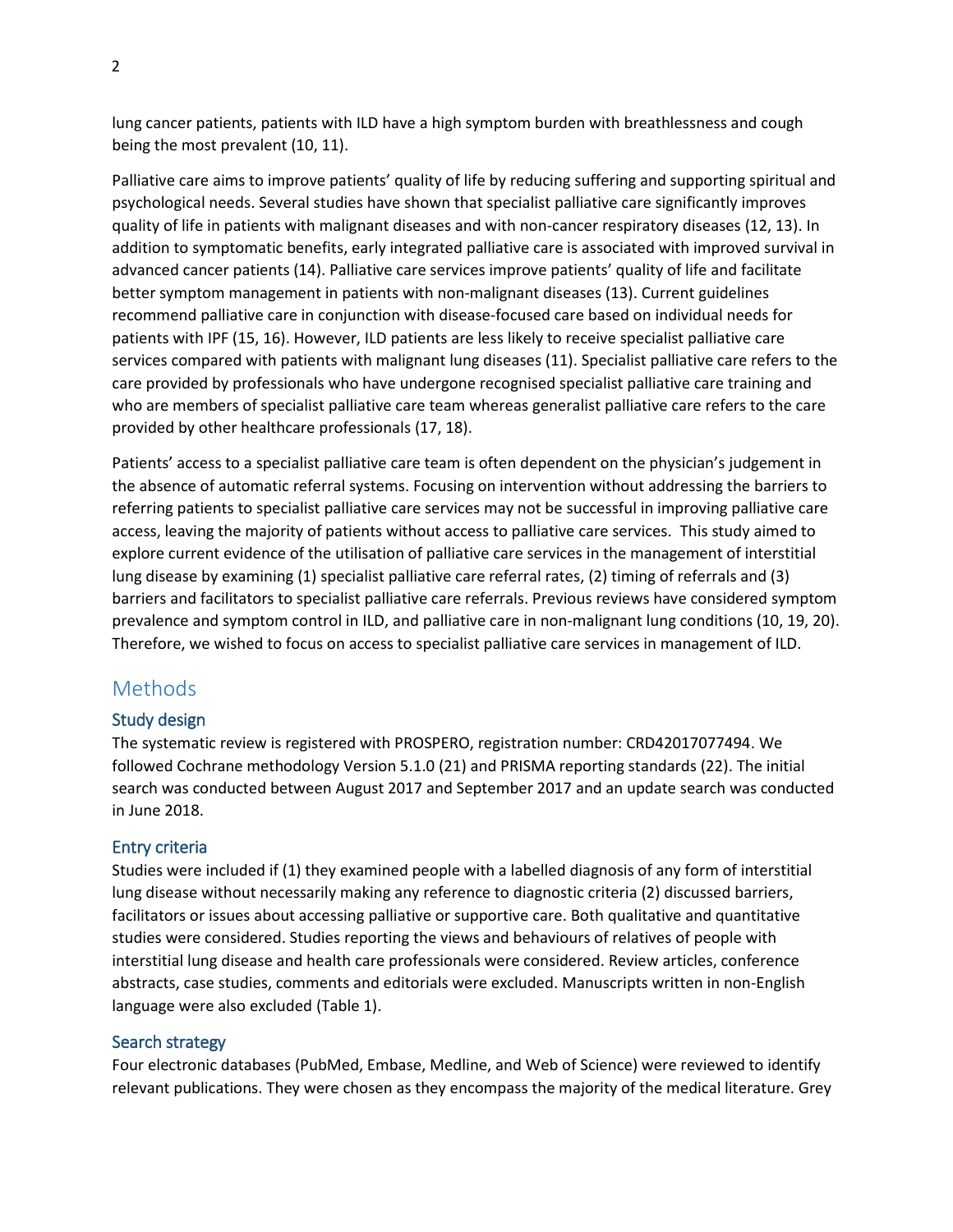lung cancer patients, patients with ILD have a high symptom burden with breathlessness and cough being the most prevalent (10, 11).

Palliative care aims to improve patients' quality of life by reducing suffering and supporting spiritual and psychological needs. Several studies have shown that specialist palliative care significantly improves quality of life in patients with malignant diseases and with non-cancer respiratory diseases (12, 13). In addition to symptomatic benefits, early integrated palliative care is associated with improved survival in advanced cancer patients (14). Palliative care services improve patients' quality of life and facilitate better symptom management in patients with non-malignant diseases (13). Current guidelines recommend palliative care in conjunction with disease-focused care based on individual needs for patients with IPF (15, 16). However, ILD patients are less likely to receive specialist palliative care services compared with patients with malignant lung diseases (11). Specialist palliative care refers to the care provided by professionals who have undergone recognised specialist palliative care training and who are members of specialist palliative care team whereas generalist palliative care refers to the care provided by other healthcare professionals (17, 18).

Patients' access to a specialist palliative care team is often dependent on the physician's judgement in the absence of automatic referral systems. Focusing on intervention without addressing the barriers to referring patients to specialist palliative care services may not be successful in improving palliative care access, leaving the majority of patients without access to palliative care services. This study aimed to explore current evidence of the utilisation of palliative care services in the management of interstitial lung disease by examining (1) specialist palliative care referral rates, (2) timing of referrals and (3) barriers and facilitators to specialist palliative care referrals. Previous reviews have considered symptom prevalence and symptom control in ILD, and palliative care in non-malignant lung conditions (10, 19, 20). Therefore, we wished to focus on access to specialist palliative care services in management of ILD.

## Methods

### Study design

The systematic review is registered with PROSPERO, registration number: CRD42017077494. We followed Cochrane methodology Version 5.1.0 (21) and PRISMA reporting standards (22). The initial search was conducted between August 2017 and September 2017 and an update search was conducted in June 2018.

### Entry criteria

Studies were included if (1) they examined people with a labelled diagnosis of any form of interstitial lung disease without necessarily making any reference to diagnostic criteria (2) discussed barriers, facilitators or issues about accessing palliative or supportive care. Both qualitative and quantitative studies were considered. Studies reporting the views and behaviours of relatives of people with interstitial lung disease and health care professionals were considered. Review articles, conference abstracts, case studies, comments and editorials were excluded. Manuscripts written in non-English language were also excluded (Table 1).

### Search strategy

Four electronic databases (PubMed, Embase, Medline, and Web of Science) were reviewed to identify relevant publications. They were chosen as they encompass the majority of the medical literature. Grey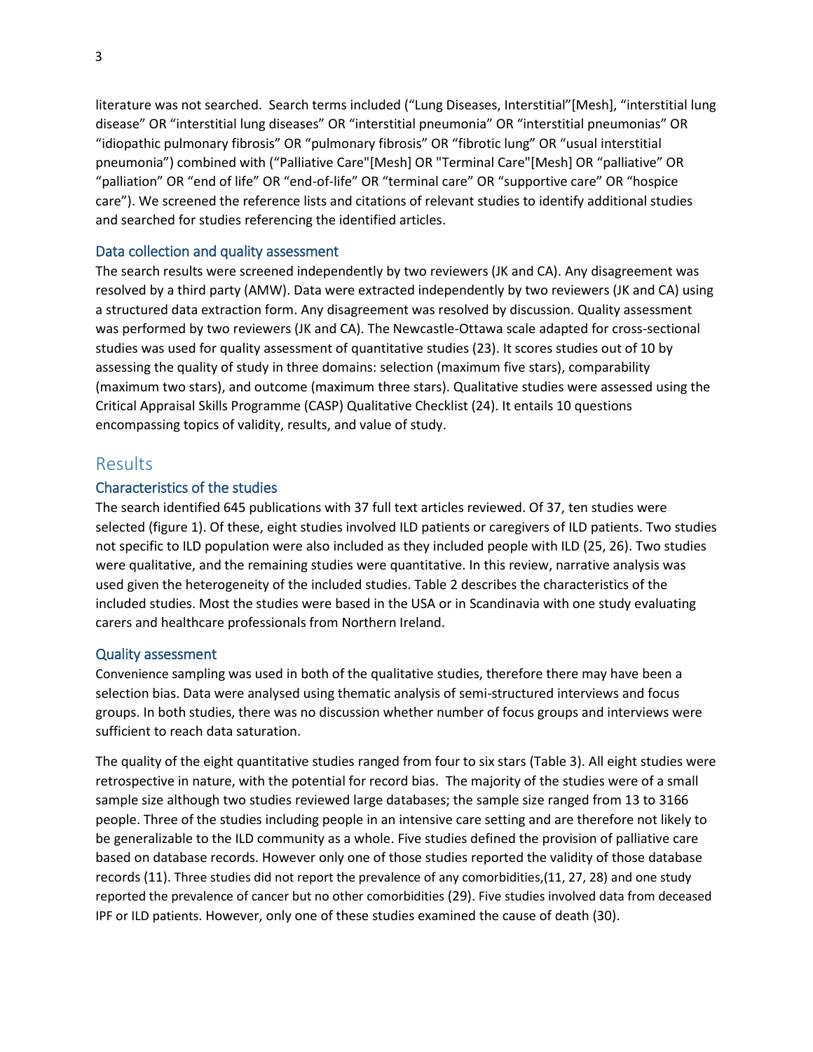literature was not searched. Search terms included ("Lung Diseases, Interstitial"[Mesh], "interstitial lung disease" OR "interstitial lung diseases" OR "interstitial pneumonia" OR "interstitial pneumonias" OR "idiopathic pulmonary fibrosis" OR "pulmonary fibrosis" OR "fibrotic lung" OR "usual interstitial pneumonia") combined with ("Palliative Care"[Mesh] OR "Terminal Care"[Mesh] OR "palliative" OR "palliation" OR "end of life" OR "end-of-life" OR "terminal care" OR "supportive care" OR "hospice care"). We screened the reference lists and citations of relevant studies to identify additional studies and searched for studies referencing the identified articles.

### Data collection and quality assessment

The search results were screened independently by two reviewers (JK and CA). Any disagreement was resolved by a third party (AMW). Data were extracted independently by two reviewers (JK and CA) using a structured data extraction form. Any disagreement was resolved by discussion. Quality assessment was performed by two reviewers (JK and CA). The Newcastle-Ottawa scale adapted for cross-sectional studies was used for quality assessment of quantitative studies (23). It scores studies out of 10 by assessing the quality of study in three domains: selection (maximum five stars), comparability (maximum two stars), and outcome (maximum three stars). Qualitative studies were assessed using the Critical Appraisal Skills Programme (CASP) Qualitative Checklist (24). It entails 10 questions encompassing topics of validity, results, and value of study.

## Results

### Characteristics of the studies

The search identified 645 publications with 37 full text articles reviewed. Of 37, ten studies were selected (figure 1). Of these, eight studies involved ILD patients or caregivers of ILD patients. Two studies not specific to ILD population were also included as they included people with ILD (25, 26). Two studies were qualitative, and the remaining studies were quantitative. In this review, narrative analysis was used given the heterogeneity of the included studies. Table 2 describes the characteristics of the included studies. Most the studies were based in the USA or in Scandinavia with one study evaluating carers and healthcare professionals from Northern Ireland.

### Quality assessment

Convenience sampling was used in both of the qualitative studies, therefore there may have been a selection bias. Data were analysed using thematic analysis of semi-structured interviews and focus groups. In both studies, there was no discussion whether number of focus groups and interviews were sufficient to reach data saturation.

The quality of the eight quantitative studies ranged from four to six stars (Table 3). All eight studies were retrospective in nature, with the potential for record bias. The majority of the studies were of a small sample size although two studies reviewed large databases; the sample size ranged from 13 to 3166 people. Three of the studies including people in an intensive care setting and are therefore not likely to be generalizable to the ILD community as a whole. Five studies defined the provision of palliative care based on database records. However only one of those studies reported the validity of those database records (11). Three studies did not report the prevalence of any comorbidities,(11, 27, 28) and one study reported the prevalence of cancer but no other comorbidities (29). Five studies involved data from deceased IPF or ILD patients. However, only one of these studies examined the cause of death (30).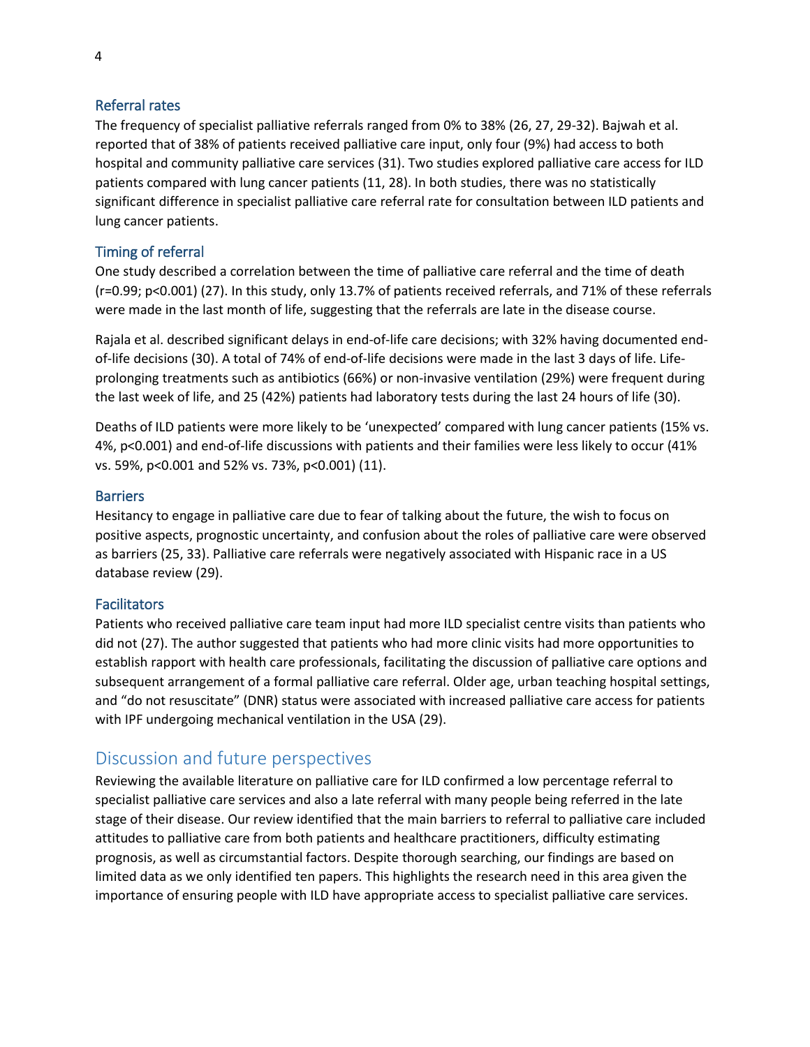### Referral rates

The frequency of specialist palliative referrals ranged from 0% to 38% (26, 27, 29-32). Bajwah et al. reported that of 38% of patients received palliative care input, only four (9%) had access to both hospital and community palliative care services (31). Two studies explored palliative care access for ILD patients compared with lung cancer patients (11, 28). In both studies, there was no statistically significant difference in specialist palliative care referral rate for consultation between ILD patients and lung cancer patients.

### Timing of referral

One study described a correlation between the time of palliative care referral and the time of death ($r=0.99$; $p<0.001$) (27). In this study, only 13.7% of patients received referrals, and 71% of these referrals were made in the last month of life, suggesting that the referrals are late in the disease course.

Rajala et al. described significant delays in end-of-life care decisions; with 32% having documented end-of-life decisions (30). A total of 74% of end-of-life decisions were made in the last 3 days of life. Life-prolonging treatments such as antibiotics (66%) or non-invasive ventilation (29%) were frequent during the last week of life, and 25 (42%) patients had laboratory tests during the last 24 hours of life (30).

Deaths of ILD patients were more likely to be 'unexpected' compared with lung cancer patients (15% vs. 4%, $p<0.001$) and end-of-life discussions with patients and their families were less likely to occur (41% vs. 59%, $p<0.001$ and 52% vs. 73%, $p<0.001$) (11).

### Barriers

Hesitancy to engage in palliative care due to fear of talking about the future, the wish to focus on positive aspects, prognostic uncertainty, and confusion about the roles of palliative care were observed as barriers (25, 33). Palliative care referrals were negatively associated with Hispanic race in a US database review (29).

### Facilitators

Patients who received palliative care team input had more ILD specialist centre visits than patients who did not (27). The author suggested that patients who had more clinic visits had more opportunities to establish rapport with health care professionals, facilitating the discussion of palliative care options and subsequent arrangement of a formal palliative care referral. Older age, urban teaching hospital settings, and "do not resuscitate" (DNR) status were associated with increased palliative care access for patients with IPF undergoing mechanical ventilation in the USA (29).

## Discussion and future perspectives

Reviewing the available literature on palliative care for ILD confirmed a low percentage referral to specialist palliative care services and also a late referral with many people being referred in the late stage of their disease. Our review identified that the main barriers to referral to palliative care included attitudes to palliative care from both patients and healthcare practitioners, difficulty estimating prognosis, as well as circumstantial factors. Despite thorough searching, our findings are based on limited data as we only identified ten papers. This highlights the research need in this area given the importance of ensuring people with ILD have appropriate access to specialist palliative care services.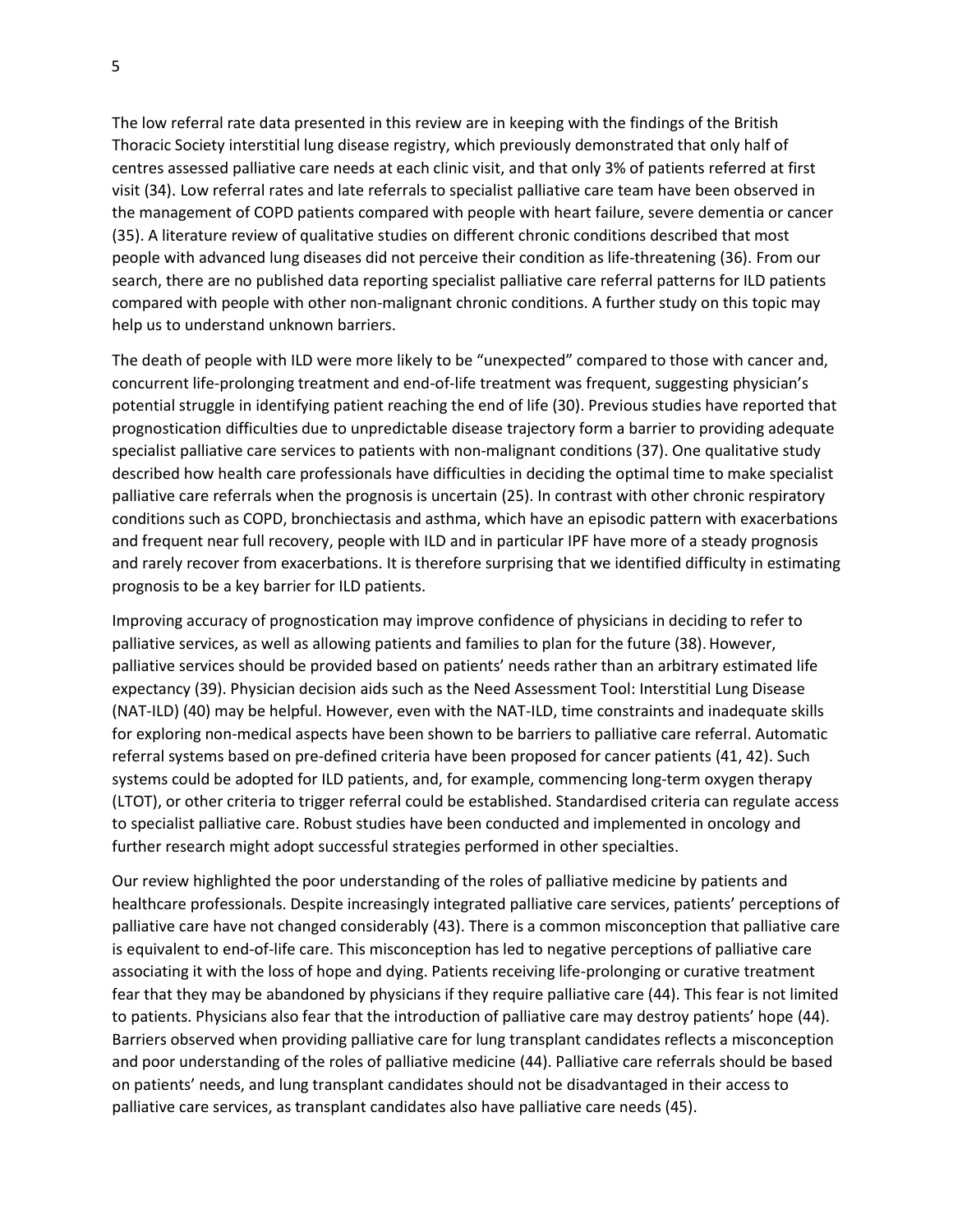The low referral rate data presented in this review are in keeping with the findings of the British Thoracic Society interstitial lung disease registry, which previously demonstrated that only half of centres assessed palliative care needs at each clinic visit, and that only 3% of patients referred at first visit (34). Low referral rates and late referrals to specialist palliative care team have been observed in the management of COPD patients compared with people with heart failure, severe dementia or cancer (35). A literature review of qualitative studies on different chronic conditions described that most people with advanced lung diseases did not perceive their condition as life-threatening (36). From our search, there are no published data reporting specialist palliative care referral patterns for ILD patients compared with people with other non-malignant chronic conditions. A further study on this topic may help us to understand unknown barriers.

The death of people with ILD were more likely to be "unexpected" compared to those with cancer and, concurrent life-prolonging treatment and end-of-life treatment was frequent, suggesting physician's potential struggle in identifying patient reaching the end of life (30). Previous studies have reported that prognostication difficulties due to unpredictable disease trajectory form a barrier to providing adequate specialist palliative care services to patients with non-malignant conditions (37). One qualitative study described how health care professionals have difficulties in deciding the optimal time to make specialist palliative care referrals when the prognosis is uncertain (25). In contrast with other chronic respiratory conditions such as COPD, bronchiectasis and asthma, which have an episodic pattern with exacerbations and frequent near full recovery, people with ILD and in particular IPF have more of a steady prognosis and rarely recover from exacerbations. It is therefore surprising that we identified difficulty in estimating prognosis to be a key barrier for ILD patients.

Improving accuracy of prognostication may improve confidence of physicians in deciding to refer to palliative services, as well as allowing patients and families to plan for the future (38). However, palliative services should be provided based on patients' needs rather than an arbitrary estimated life expectancy (39). Physician decision aids such as the Need Assessment Tool: Interstitial Lung Disease (NAT-ILD) (40) may be helpful. However, even with the NAT-ILD, time constraints and inadequate skills for exploring non-medical aspects have been shown to be barriers to palliative care referral. Automatic referral systems based on pre-defined criteria have been proposed for cancer patients (41, 42). Such systems could be adopted for ILD patients, and, for example, commencing long-term oxygen therapy (LTOT), or other criteria to trigger referral could be established. Standardised criteria can regulate access to specialist palliative care. Robust studies have been conducted and implemented in oncology and further research might adopt successful strategies performed in other specialties.

Our review highlighted the poor understanding of the roles of palliative medicine by patients and healthcare professionals. Despite increasingly integrated palliative care services, patients' perceptions of palliative care have not changed considerably (43). There is a common misconception that palliative care is equivalent to end-of-life care. This misconception has led to negative perceptions of palliative care associating it with the loss of hope and dying. Patients receiving life-prolonging or curative treatment fear that they may be abandoned by physicians if they require palliative care (44). This fear is not limited to patients. Physicians also fear that the introduction of palliative care may destroy patients' hope (44). Barriers observed when providing palliative care for lung transplant candidates reflects a misconception and poor understanding of the roles of palliative medicine (44). Palliative care referrals should be based on patients' needs, and lung transplant candidates should not be disadvantaged in their access to palliative care services, as transplant candidates also have palliative care needs (45).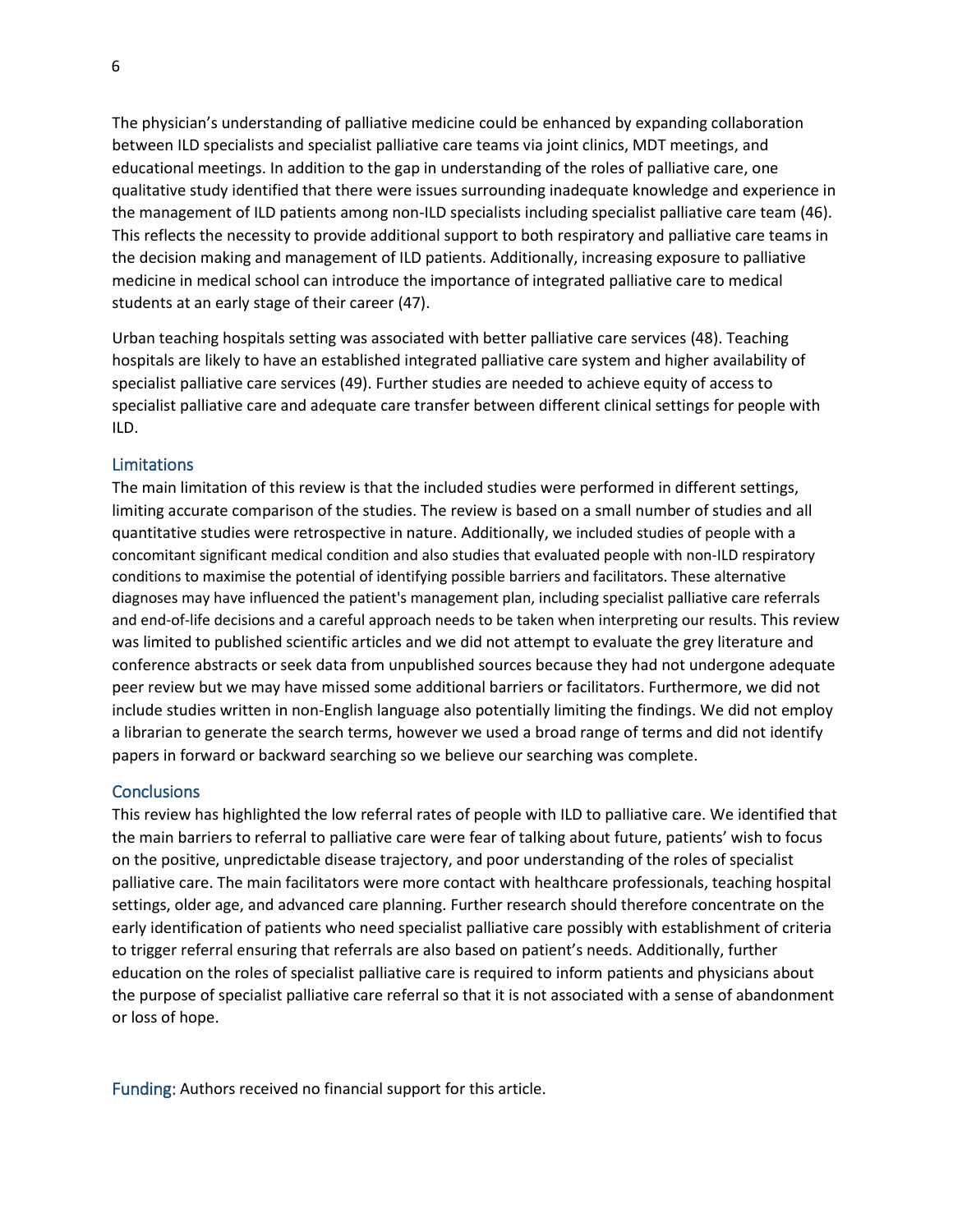The physician's understanding of palliative medicine could be enhanced by expanding collaboration between ILD specialists and specialist palliative care teams via joint clinics, MDT meetings, and educational meetings. In addition to the gap in understanding of the roles of palliative care, one qualitative study identified that there were issues surrounding inadequate knowledge and experience in the management of ILD patients among non-ILD specialists including specialist palliative care team (46). This reflects the necessity to provide additional support to both respiratory and palliative care teams in the decision making and management of ILD patients. Additionally, increasing exposure to palliative medicine in medical school can introduce the importance of integrated palliative care to medical students at an early stage of their career (47).

Urban teaching hospitals setting was associated with better palliative care services (48). Teaching hospitals are likely to have an established integrated palliative care system and higher availability of specialist palliative care services (49). Further studies are needed to achieve equity of access to specialist palliative care and adequate care transfer between different clinical settings for people with ILD.

## Limitations

The main limitation of this review is that the included studies were performed in different settings, limiting accurate comparison of the studies. The review is based on a small number of studies and all quantitative studies were retrospective in nature. Additionally, we included studies of people with a concomitant significant medical condition and also studies that evaluated people with non-ILD respiratory conditions to maximise the potential of identifying possible barriers and facilitators. These alternative diagnoses may have influenced the patient's management plan, including specialist palliative care referrals and end-of-life decisions and a careful approach needs to be taken when interpreting our results. This review was limited to published scientific articles and we did not attempt to evaluate the grey literature and conference abstracts or seek data from unpublished sources because they had not undergone adequate peer review but we may have missed some additional barriers or facilitators. Furthermore, we did not include studies written in non-English language also potentially limiting the findings. We did not employ a librarian to generate the search terms, however we used a broad range of terms and did not identify papers in forward or backward searching so we believe our searching was complete.

## Conclusions

This review has highlighted the low referral rates of people with ILD to palliative care. We identified that the main barriers to referral to palliative care were fear of talking about future, patients' wish to focus on the positive, unpredictable disease trajectory, and poor understanding of the roles of specialist palliative care. The main facilitators were more contact with healthcare professionals, teaching hospital settings, older age, and advanced care planning. Further research should therefore concentrate on the early identification of patients who need specialist palliative care possibly with establishment of criteria to trigger referral ensuring that referrals are also based on patient's needs. Additionally, further education on the roles of specialist palliative care is required to inform patients and physicians about the purpose of specialist palliative care referral so that it is not associated with a sense of abandonment or loss of hope.

**Funding:** Authors received no financial support for this article.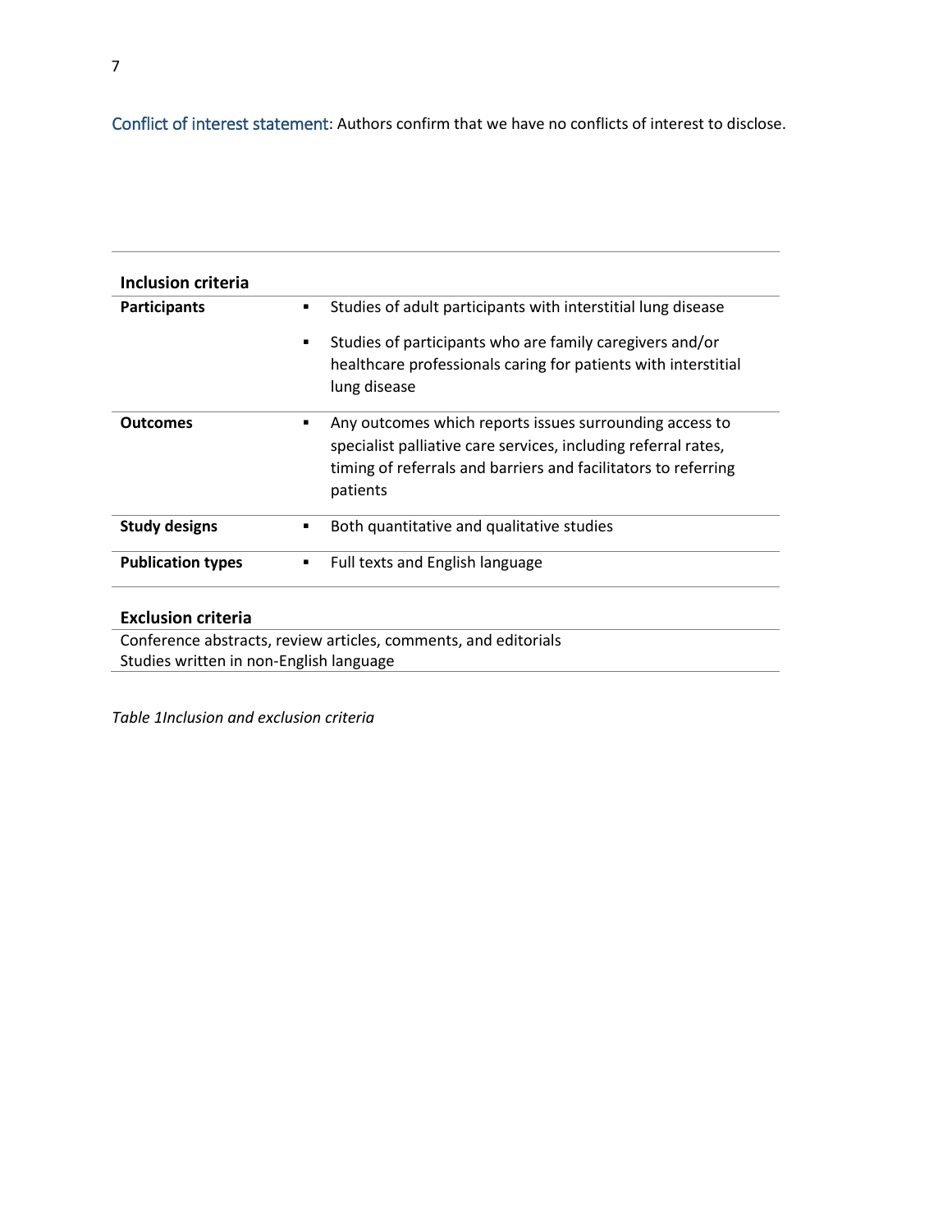Conflict of interest statement: Authors confirm that we have no conflicts of interest to disclose.

| **Inclusion criteria** | |
|---|---|
| **Participants** | ▪ Studies of adult participants with interstitial lung disease<br>▪ Studies of participants who are family caregivers and/or healthcare professionals caring for patients with interstitial lung disease |
| **Outcomes** | ▪ Any outcomes which reports issues surrounding access to specialist palliative care services, including referral rates, timing of referrals and barriers and facilitators to referring patients |
| **Study designs** | ▪ Both quantitative and qualitative studies |
| **Publication types** | ▪ Full texts and English language |
| **Exclusion criteria** | |
| Conference abstracts, review articles, comments, and editorials<br>Studies written in non-English language | |

*Table 1Inclusion and exclusion criteria*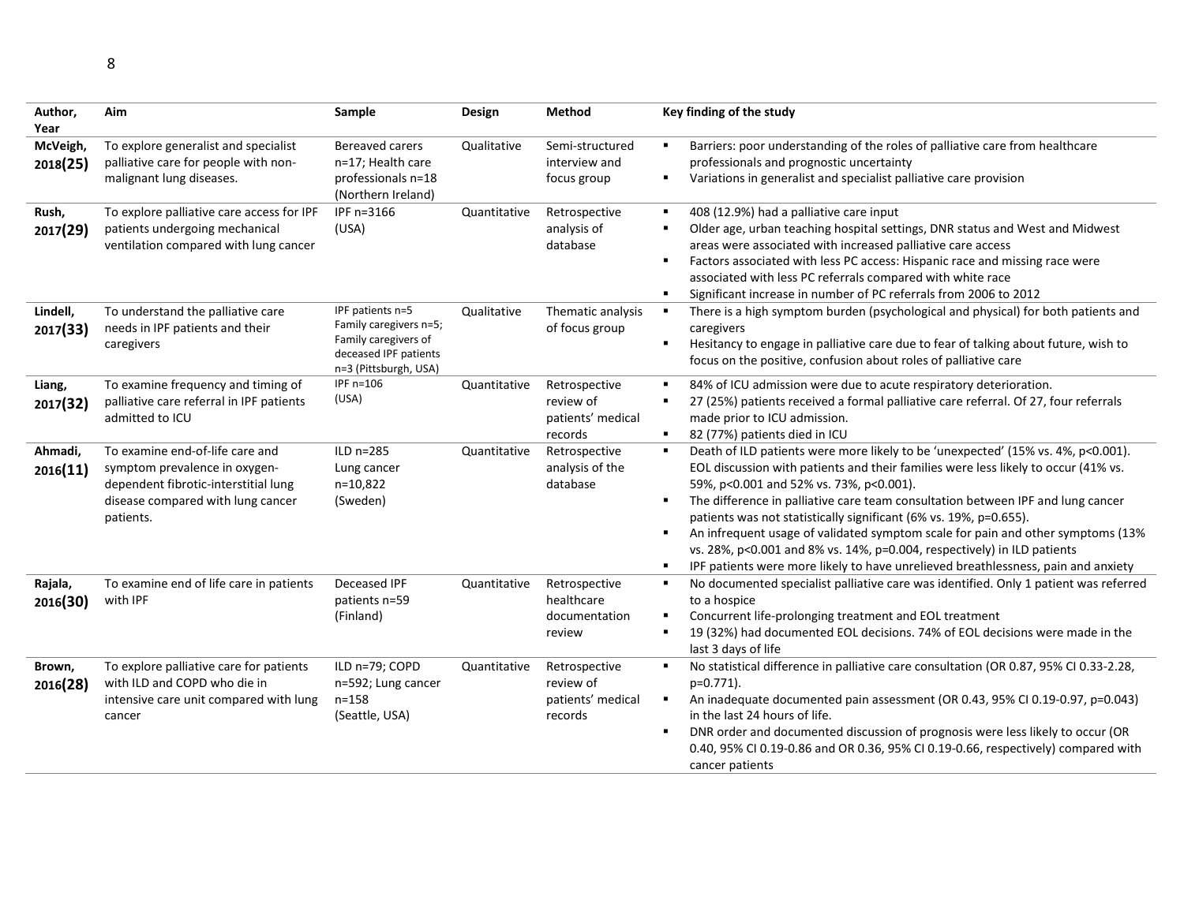| Author, Year | Aim | Sample | Design | Method | Key finding of the study |
|---|---|---|---|---|---|
| **McVeigh, 2018(25)** | To explore generalist and specialist palliative care for people with non-malignant lung diseases. | Bereaved carers n=17; Health care professionals n=18 (Northern Ireland) | Qualitative | Semi-structured interview and focus group | ▪ Barriers: poor understanding of the roles of palliative care from healthcare professionals and prognostic uncertainty<br>▪ Variations in generalist and specialist palliative care provision |
| **Rush, 2017(29)** | To explore palliative care access for IPF patients undergoing mechanical ventilation compared with lung cancer | IPF n=3166 (USA) | Quantitative | Retrospective analysis of database | ▪ 408 (12.9%) had a palliative care input<br>▪ Older age, urban teaching hospital settings, DNR status and West and Midwest areas were associated with increased palliative care access<br>▪ Factors associated with less PC access: Hispanic race and missing race were associated with less PC referrals compared with white race<br>▪ Significant increase in number of PC referrals from 2006 to 2012 |
| **Lindell, 2017(33)** | To understand the palliative care needs in IPF patients and their caregivers | IPF patients n=5 Family caregivers n=5; Family caregivers of deceased IPF patients n=3 (Pittsburgh, USA) | Qualitative | Thematic analysis of focus group | ▪ There is a high symptom burden (psychological and physical) for both patients and caregivers<br>▪ Hesitancy to engage in palliative care due to fear of talking about future, wish to focus on the positive, confusion about roles of palliative care |
| **Liang, 2017(32)** | To examine frequency and timing of palliative care referral in IPF patients admitted to ICU | IPF n=106 (USA) | Quantitative | Retrospective review of patients' medical records | ▪ 84% of ICU admission were due to acute respiratory deterioration.<br>▪ 27 (25%) patients received a formal palliative care referral. Of 27, four referrals made prior to ICU admission.<br>▪ 82 (77%) patients died in ICU |
| **Ahmadi, 2016(11)** | To examine end-of-life care and symptom prevalence in oxygen-dependent fibrotic-interstitial lung disease compared with lung cancer patients. | ILD n=285 Lung cancer n=10,822 (Sweden) | Quantitative | Retrospective analysis of the database | ▪ Death of ILD patients were more likely to be 'unexpected' (15% vs. 4%, p<0.001). EOL discussion with patients and their families were less likely to occur (41% vs. 59%, p<0.001 and 52% vs. 73%, p<0.001).<br>▪ The difference in palliative care team consultation between IPF and lung cancer patients was not statistically significant (6% vs. 19%, p=0.655).<br>▪ An infrequent usage of validated symptom scale for pain and other symptoms (13% vs. 28%, p<0.001 and 8% vs. 14%, p=0.004, respectively) in ILD patients<br>▪ IPF patients were more likely to have unrelieved breathlessness, pain and anxiety |
| **Rajala, 2016(30)** | To examine end of life care in patients with IPF | Deceased IPF patients n=59 (Finland) | Quantitative | Retrospective healthcare documentation review | ▪ No documented specialist palliative care was identified. Only 1 patient was referred to a hospice<br>▪ Concurrent life-prolonging treatment and EOL treatment<br>▪ 19 (32%) had documented EOL decisions. 74% of EOL decisions were made in the last 3 days of life |
| **Brown, 2016(28)** | To explore palliative care for patients with ILD and COPD who die in intensive care unit compared with lung cancer | ILD n=79; COPD n=592; Lung cancer n=158 (Seattle, USA) | Quantitative | Retrospective review of patients' medical records | ▪ No statistical difference in palliative care consultation (OR 0.87, 95% CI 0.33-2.28, p=0.771).<br>▪ An inadequate documented pain assessment (OR 0.43, 95% CI 0.19-0.97, p=0.043) in the last 24 hours of life.<br>▪ DNR order and documented discussion of prognosis were less likely to occur (OR 0.40, 95% CI 0.19-0.86 and OR 0.36, 95% CI 0.19-0.66, respectively) compared with cancer patients |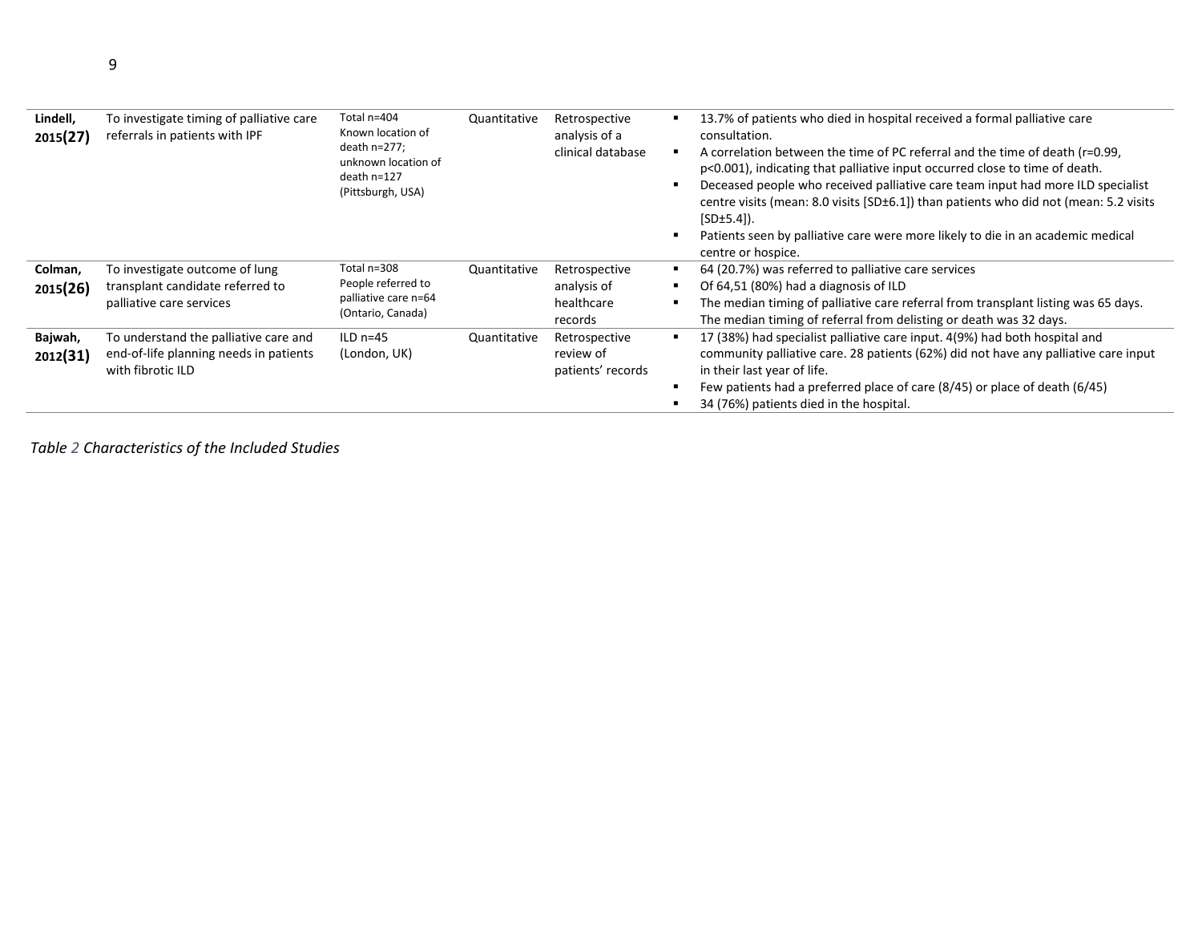| | | | | | |
|---|---|---|---|---|---|
| **Lindell, 2015(27)** | To investigate timing of palliative care referrals in patients with IPF | Total n=404<br>Known location of death n=277;<br>unknown location of death n=127<br>(Pittsburgh, USA) | Quantitative | Retrospective analysis of a clinical database | ▪ 13.7% of patients who died in hospital received a formal palliative care consultation.<br>▪ A correlation between the time of PC referral and the time of death (r=0.99, p<0.001), indicating that palliative input occurred close to time of death.<br>▪ Deceased people who received palliative care team input had more ILD specialist centre visits (mean: 8.0 visits [SD±6.1]) than patients who did not (mean: 5.2 visits [SD±5.4]).<br>▪ Patients seen by palliative care were more likely to die in an academic medical centre or hospice. |
| **Colman, 2015(26)** | To investigate outcome of lung transplant candidate referred to palliative care services | Total n=308<br>People referred to palliative care n=64<br>(Ontario, Canada) | Quantitative | Retrospective analysis of healthcare records | ▪ 64 (20.7%) was referred to palliative care services<br>▪ Of 64,51 (80%) had a diagnosis of ILD<br>▪ The median timing of palliative care referral from transplant listing was 65 days. The median timing of referral from delisting or death was 32 days. |
| **Bajwah, 2012(31)** | To understand the palliative care and end-of-life planning needs in patients with fibrotic ILD | ILD n=45<br>(London, UK) | Quantitative | Retrospective review of patients' records | ▪ 17 (38%) had specialist palliative care input. 4(9%) had both hospital and community palliative care. 28 patients (62%) did not have any palliative care input in their last year of life.<br>▪ Few patients had a preferred place of care (8/45) or place of death (6/45)<br>▪ 34 (76%) patients died in the hospital. |

*Table 2 Characteristics of the Included Studies*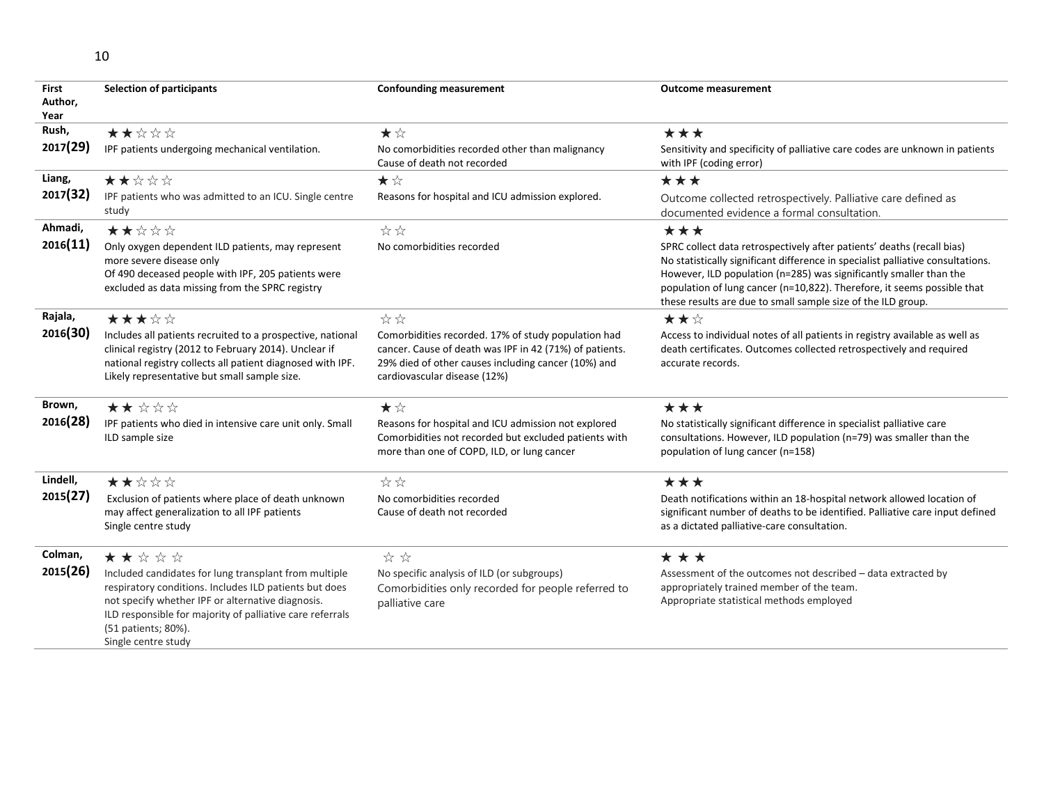| First Author, Year | Selection of participants | Confounding measurement | Outcome measurement |
|---|---|---|---|
| Rush, 2017(29) | ★★☆☆☆<br>IPF patients undergoing mechanical ventilation. | ★☆<br>No comorbidities recorded other than malignancy<br>Cause of death not recorded | ★★★<br>Sensitivity and specificity of palliative care codes are unknown in patients with IPF (coding error) |
| Liang, 2017(32) | ★★☆☆☆<br>IPF patients who was admitted to an ICU. Single centre study | ★☆<br>Reasons for hospital and ICU admission explored. | ★★★<br>Outcome collected retrospectively. Palliative care defined as documented evidence a formal consultation. |
| Ahmadi, 2016(11) | ★★☆☆☆<br>Only oxygen dependent ILD patients, may represent more severe disease only<br>Of 490 deceased people with IPF, 205 patients were excluded as data missing from the SPRC registry | ☆☆<br>No comorbidities recorded | ★★★<br>SPRC collect data retrospectively after patients' deaths (recall bias)<br>No statistically significant difference in specialist palliative consultations. However, ILD population (n=285) was significantly smaller than the population of lung cancer (n=10,822). Therefore, it seems possible that these results are due to small sample size of the ILD group. |
| Rajala, 2016(30) | ★★★☆☆<br>Includes all patients recruited to a prospective, national clinical registry (2012 to February 2014). Unclear if national registry collects all patient diagnosed with IPF. Likely representative but small sample size. | ☆☆<br>Comorbidities recorded. 17% of study population had cancer. Cause of death was IPF in 42 (71%) of patients. 29% died of other causes including cancer (10%) and cardiovascular disease (12%) | ★★☆<br>Access to individual notes of all patients in registry available as well as death certificates. Outcomes collected retrospectively and required accurate records. |
| Brown, 2016(28) | ★★☆☆☆<br>IPF patients who died in intensive care unit only. Small ILD sample size | ★☆<br>Reasons for hospital and ICU admission not explored<br>Comorbidities not recorded but excluded patients with more than one of COPD, ILD, or lung cancer | ★★★<br>No statistically significant difference in specialist palliative care consultations. However, ILD population (n=79) was smaller than the population of lung cancer (n=158) |
| Lindell, 2015(27) | ★★☆☆☆<br>Exclusion of patients where place of death unknown may affect generalization to all IPF patients<br>Single centre study | ☆☆<br>No comorbidities recorded<br>Cause of death not recorded | ★★★<br>Death notifications within an 18-hospital network allowed location of significant number of deaths to be identified. Palliative care input defined as a dictated palliative-care consultation. |
| Colman, 2015(26) | ★★☆☆☆<br>Included candidates for lung transplant from multiple respiratory conditions. Includes ILD patients but does not specify whether IPF or alternative diagnosis.<br>ILD responsible for majority of palliative care referrals (51 patients; 80%).<br>Single centre study | ☆☆<br>No specific analysis of ILD (or subgroups)<br>Comorbidities only recorded for people referred to palliative care | ★★★<br>Assessment of the outcomes not described – data extracted by appropriately trained member of the team.<br>Appropriate statistical methods employed |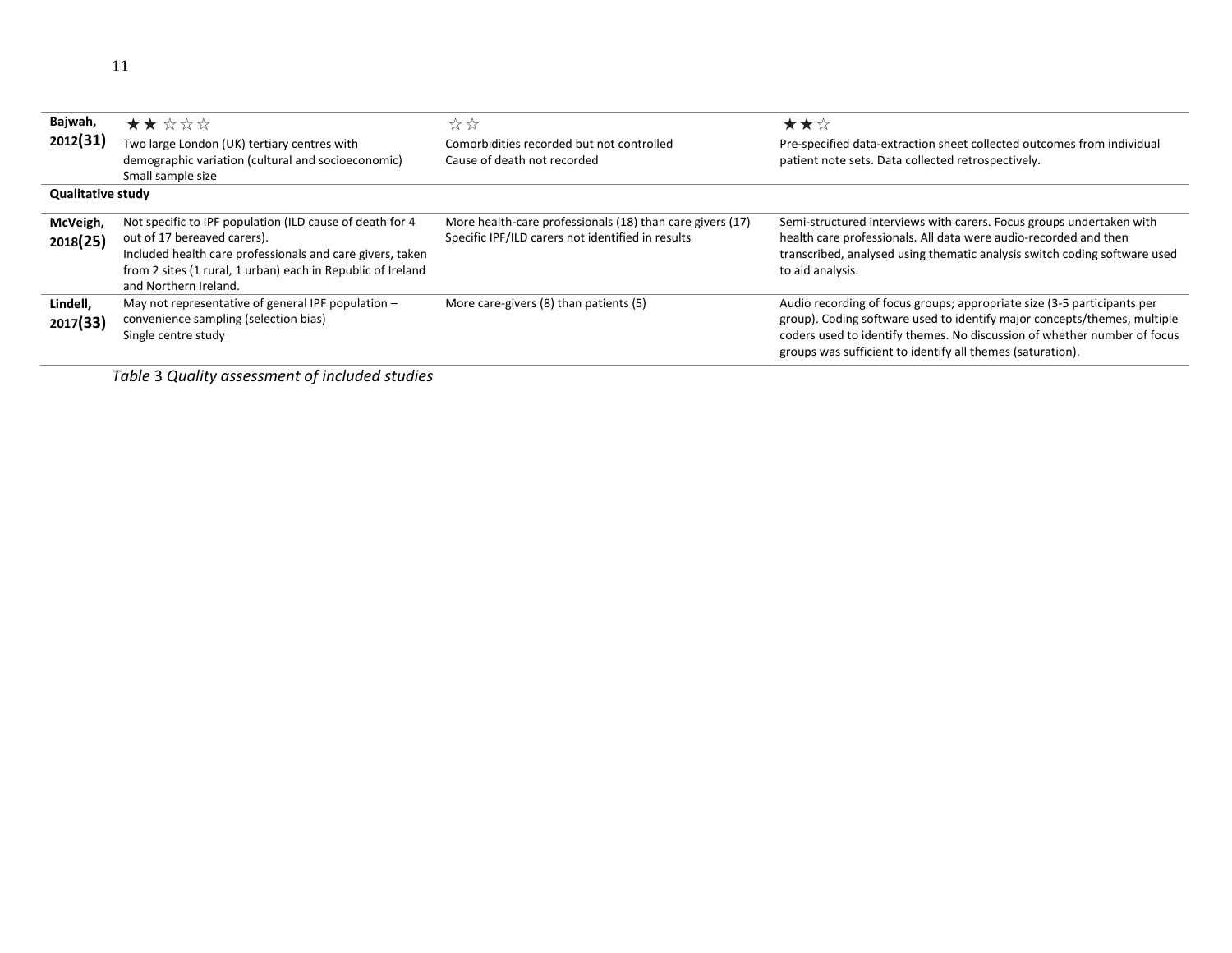| | | | |
|---|---|---|---|
| **Bajwah, 2012(31)** | ★★☆☆☆<br>Two large London (UK) tertiary centres with demographic variation (cultural and socioeconomic)<br>Small sample size | ☆☆<br>Comorbidities recorded but not controlled<br>Cause of death not recorded | ★★☆<br>Pre-specified data-extraction sheet collected outcomes from individual patient note sets. Data collected retrospectively. |
| **Qualitative study** | | | |
| **McVeigh, 2018(25)** | Not specific to IPF population (ILD cause of death for 4 out of 17 bereaved carers).<br>Included health care professionals and care givers, taken from 2 sites (1 rural, 1 urban) each in Republic of Ireland and Northern Ireland. | More health-care professionals (18) than care givers (17)<br>Specific IPF/ILD carers not identified in results | Semi-structured interviews with carers. Focus groups undertaken with health care professionals. All data were audio-recorded and then transcribed, analysed using thematic analysis switch coding software used to aid analysis. |
| **Lindell, 2017(33)** | May not representative of general IPF population – convenience sampling (selection bias)<br>Single centre study | More care-givers (8) than patients (5) | Audio recording of focus groups; appropriate size (3-5 participants per group). Coding software used to identify major concepts/themes, multiple coders used to identify themes. No discussion of whether number of focus groups was sufficient to identify all themes (saturation). |

*Table 3 Quality assessment of included studies*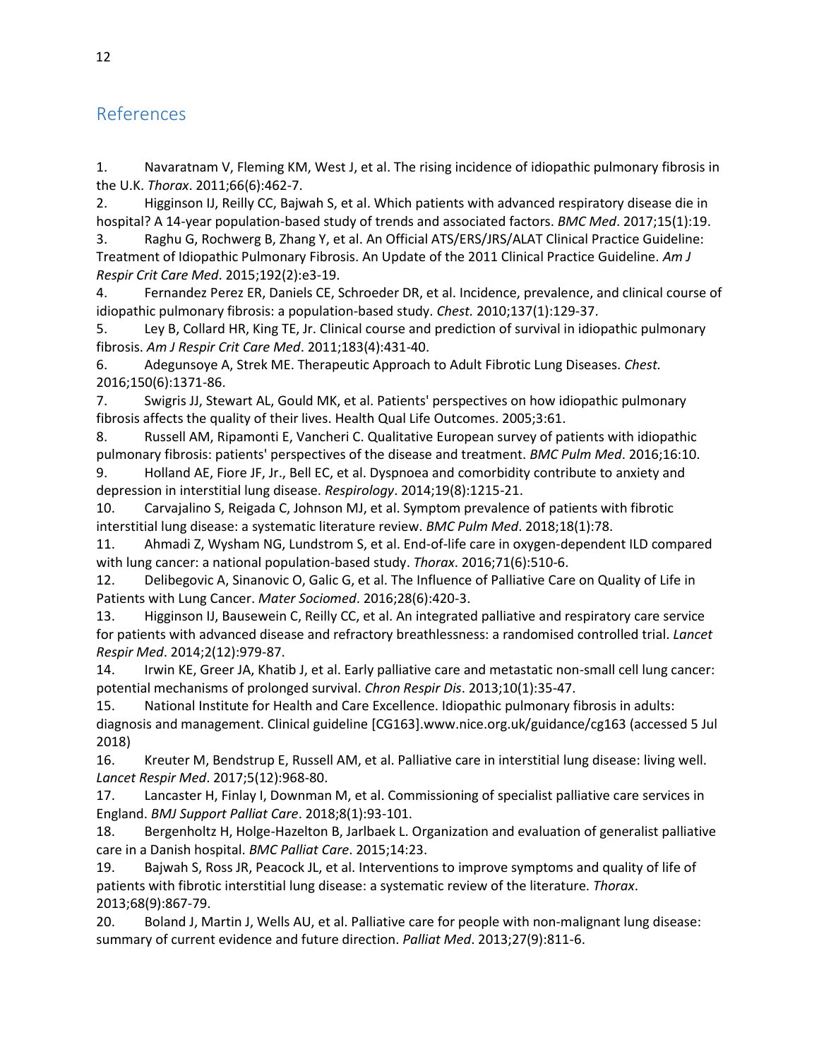## References

1. Navaratnam V, Fleming KM, West J, et al. The rising incidence of idiopathic pulmonary fibrosis in the U.K. *Thorax*. 2011;66(6):462-7.
2. Higginson IJ, Reilly CC, Bajwah S, et al. Which patients with advanced respiratory disease die in hospital? A 14-year population-based study of trends and associated factors. *BMC Med*. 2017;15(1):19.
3. Raghu G, Rochwerg B, Zhang Y, et al. An Official ATS/ERS/JRS/ALAT Clinical Practice Guideline: Treatment of Idiopathic Pulmonary Fibrosis. An Update of the 2011 Clinical Practice Guideline. *Am J Respir Crit Care Med*. 2015;192(2):e3-19.
4. Fernandez Perez ER, Daniels CE, Schroeder DR, et al. Incidence, prevalence, and clinical course of idiopathic pulmonary fibrosis: a population-based study. *Chest.* 2010;137(1):129-37.
5. Ley B, Collard HR, King TE, Jr. Clinical course and prediction of survival in idiopathic pulmonary fibrosis. *Am J Respir Crit Care Med*. 2011;183(4):431-40.
6. Adegunsoye A, Strek ME. Therapeutic Approach to Adult Fibrotic Lung Diseases. *Chest.* 2016;150(6):1371-86.
7. Swigris JJ, Stewart AL, Gould MK, et al. Patients' perspectives on how idiopathic pulmonary fibrosis affects the quality of their lives. Health Qual Life Outcomes. 2005;3:61.
8. Russell AM, Ripamonti E, Vancheri C. Qualitative European survey of patients with idiopathic pulmonary fibrosis: patients' perspectives of the disease and treatment. *BMC Pulm Med*. 2016;16:10.
9. Holland AE, Fiore JF, Jr., Bell EC, et al. Dyspnoea and comorbidity contribute to anxiety and depression in interstitial lung disease. *Respirology*. 2014;19(8):1215-21.
10. Carvajalino S, Reigada C, Johnson MJ, et al. Symptom prevalence of patients with fibrotic interstitial lung disease: a systematic literature review. *BMC Pulm Med*. 2018;18(1):78.
11. Ahmadi Z, Wysham NG, Lundstrom S, et al. End-of-life care in oxygen-dependent ILD compared with lung cancer: a national population-based study. *Thorax*. 2016;71(6):510-6.
12. Delibegovic A, Sinanovic O, Galic G, et al. The Influence of Palliative Care on Quality of Life in Patients with Lung Cancer. *Mater Sociomed*. 2016;28(6):420-3.
13. Higginson IJ, Bausewein C, Reilly CC, et al. An integrated palliative and respiratory care service for patients with advanced disease and refractory breathlessness: a randomised controlled trial. *Lancet Respir Med*. 2014;2(12):979-87.
14. Irwin KE, Greer JA, Khatib J, et al. Early palliative care and metastatic non-small cell lung cancer: potential mechanisms of prolonged survival. *Chron Respir Dis*. 2013;10(1):35-47.
15. National Institute for Health and Care Excellence. Idiopathic pulmonary fibrosis in adults: diagnosis and management. Clinical guideline [CG163].www.nice.org.uk/guidance/cg163 (accessed 5 Jul 2018)
16. Kreuter M, Bendstrup E, Russell AM, et al. Palliative care in interstitial lung disease: living well. *Lancet Respir Med*. 2017;5(12):968-80.
17. Lancaster H, Finlay I, Downman M, et al. Commissioning of specialist palliative care services in England. *BMJ Support Palliat Care*. 2018;8(1):93-101.
18. Bergenholtz H, Holge-Hazelton B, Jarlbaek L. Organization and evaluation of generalist palliative care in a Danish hospital. *BMC Palliat Care*. 2015;14:23.
19. Bajwah S, Ross JR, Peacock JL, et al. Interventions to improve symptoms and quality of life of patients with fibrotic interstitial lung disease: a systematic review of the literature. *Thorax*. 2013;68(9):867-79.
20. Boland J, Martin J, Wells AU, et al. Palliative care for people with non-malignant lung disease: summary of current evidence and future direction. *Palliat Med*. 2013;27(9):811-6.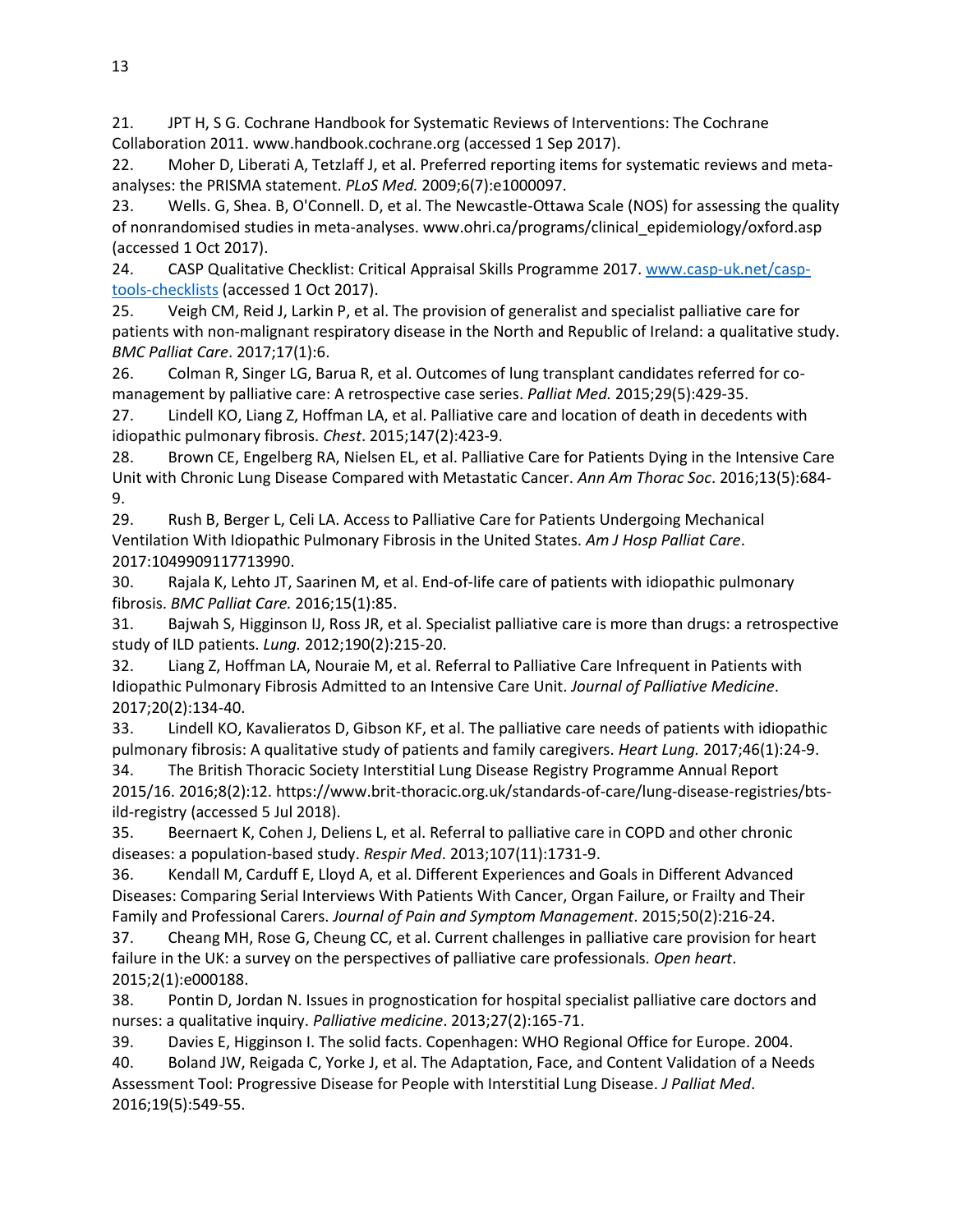21. JPT H, S G. Cochrane Handbook for Systematic Reviews of Interventions: The Cochrane Collaboration 2011. www.handbook.cochrane.org (accessed 1 Sep 2017).
22. Moher D, Liberati A, Tetzlaff J, et al. Preferred reporting items for systematic reviews and meta-analyses: the PRISMA statement. *PLoS Med.* 2009;6(7):e1000097.
23. Wells. G, Shea. B, O'Connell. D, et al. The Newcastle-Ottawa Scale (NOS) for assessing the quality of nonrandomised studies in meta-analyses. www.ohri.ca/programs/clinical_epidemiology/oxford.asp (accessed 1 Oct 2017).
24. CASP Qualitative Checklist: Critical Appraisal Skills Programme 2017. [www.casp-uk.net/casp-tools-checklists](www.casp-uk.net/casp-tools-checklists) (accessed 1 Oct 2017).
25. Veigh CM, Reid J, Larkin P, et al. The provision of generalist and specialist palliative care for patients with non-malignant respiratory disease in the North and Republic of Ireland: a qualitative study. *BMC Palliat Care*. 2017;17(1):6.
26. Colman R, Singer LG, Barua R, et al. Outcomes of lung transplant candidates referred for co-management by palliative care: A retrospective case series. *Palliat Med.* 2015;29(5):429-35.
27. Lindell KO, Liang Z, Hoffman LA, et al. Palliative care and location of death in decedents with idiopathic pulmonary fibrosis. *Chest*. 2015;147(2):423-9.
28. Brown CE, Engelberg RA, Nielsen EL, et al. Palliative Care for Patients Dying in the Intensive Care Unit with Chronic Lung Disease Compared with Metastatic Cancer. *Ann Am Thorac Soc*. 2016;13(5):684-9.
29. Rush B, Berger L, Celi LA. Access to Palliative Care for Patients Undergoing Mechanical Ventilation With Idiopathic Pulmonary Fibrosis in the United States. *Am J Hosp Palliat Care*. 2017:1049909117713990.
30. Rajala K, Lehto JT, Saarinen M, et al. End-of-life care of patients with idiopathic pulmonary fibrosis. *BMC Palliat Care.* 2016;15(1):85.
31. Bajwah S, Higginson IJ, Ross JR, et al. Specialist palliative care is more than drugs: a retrospective study of ILD patients. *Lung.* 2012;190(2):215-20.
32. Liang Z, Hoffman LA, Nouraie M, et al. Referral to Palliative Care Infrequent in Patients with Idiopathic Pulmonary Fibrosis Admitted to an Intensive Care Unit. *Journal of Palliative Medicine*. 2017;20(2):134-40.
33. Lindell KO, Kavalieratos D, Gibson KF, et al. The palliative care needs of patients with idiopathic pulmonary fibrosis: A qualitative study of patients and family caregivers. *Heart Lung.* 2017;46(1):24-9.
34. The British Thoracic Society Interstitial Lung Disease Registry Programme Annual Report 2015/16. 2016;8(2):12. https://www.brit-thoracic.org.uk/standards-of-care/lung-disease-registries/bts-ild-registry (accessed 5 Jul 2018).
35. Beernaert K, Cohen J, Deliens L, et al. Referral to palliative care in COPD and other chronic diseases: a population-based study. *Respir Med*. 2013;107(11):1731-9.
36. Kendall M, Carduff E, Lloyd A, et al. Different Experiences and Goals in Different Advanced Diseases: Comparing Serial Interviews With Patients With Cancer, Organ Failure, or Frailty and Their Family and Professional Carers. *Journal of Pain and Symptom Management*. 2015;50(2):216-24.
37. Cheang MH, Rose G, Cheung CC, et al. Current challenges in palliative care provision for heart failure in the UK: a survey on the perspectives of palliative care professionals. *Open heart*. 2015;2(1):e000188.
38. Pontin D, Jordan N. Issues in prognostication for hospital specialist palliative care doctors and nurses: a qualitative inquiry. *Palliative medicine*. 2013;27(2):165-71.
39. Davies E, Higginson I. The solid facts. Copenhagen: WHO Regional Office for Europe. 2004.
40. Boland JW, Reigada C, Yorke J, et al. The Adaptation, Face, and Content Validation of a Needs Assessment Tool: Progressive Disease for People with Interstitial Lung Disease. *J Palliat Med*. 2016;19(5):549-55.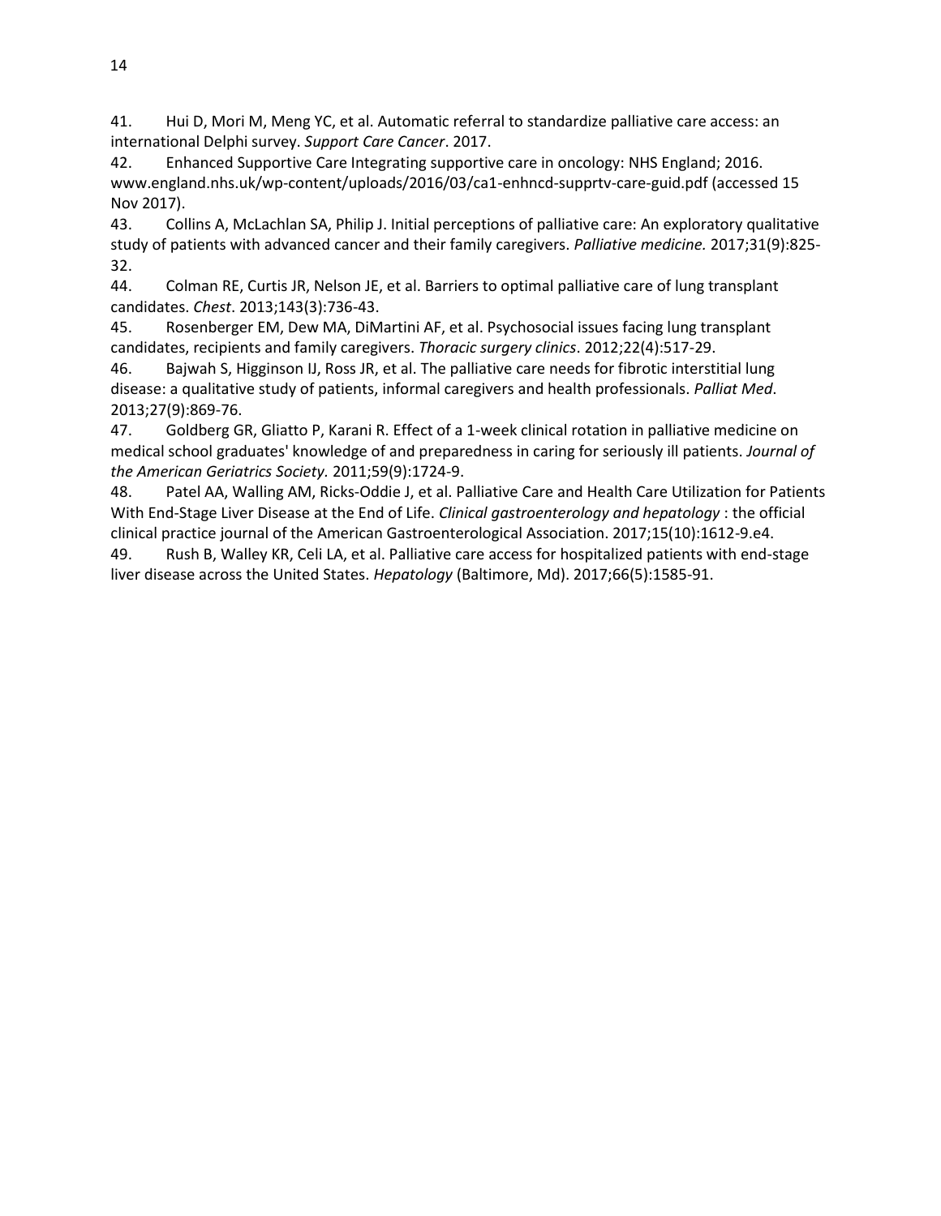41. Hui D, Mori M, Meng YC, et al. Automatic referral to standardize palliative care access: an international Delphi survey. *Support Care Cancer*. 2017.

42. Enhanced Supportive Care Integrating supportive care in oncology: NHS England; 2016. www.england.nhs.uk/wp-content/uploads/2016/03/ca1-enhncd-supprtv-care-guid.pdf (accessed 15 Nov 2017).

43. Collins A, McLachlan SA, Philip J. Initial perceptions of palliative care: An exploratory qualitative study of patients with advanced cancer and their family caregivers. *Palliative medicine.* 2017;31(9):825-32.

44. Colman RE, Curtis JR, Nelson JE, et al. Barriers to optimal palliative care of lung transplant candidates. *Chest*. 2013;143(3):736-43.

45. Rosenberger EM, Dew MA, DiMartini AF, et al. Psychosocial issues facing lung transplant candidates, recipients and family caregivers. *Thoracic surgery clinics*. 2012;22(4):517-29.

46. Bajwah S, Higginson IJ, Ross JR, et al. The palliative care needs for fibrotic interstitial lung disease: a qualitative study of patients, informal caregivers and health professionals. *Palliat Med*. 2013;27(9):869-76.

47. Goldberg GR, Gliatto P, Karani R. Effect of a 1-week clinical rotation in palliative medicine on medical school graduates' knowledge of and preparedness in caring for seriously ill patients. *Journal of the American Geriatrics Society.* 2011;59(9):1724-9.

48. Patel AA, Walling AM, Ricks-Oddie J, et al. Palliative Care and Health Care Utilization for Patients With End-Stage Liver Disease at the End of Life. *Clinical gastroenterology and hepatology* : the official clinical practice journal of the American Gastroenterological Association. 2017;15(10):1612-9.e4.

49. Rush B, Walley KR, Celi LA, et al. Palliative care access for hospitalized patients with end-stage liver disease across the United States. *Hepatology* (Baltimore, Md). 2017;66(5):1585-91.